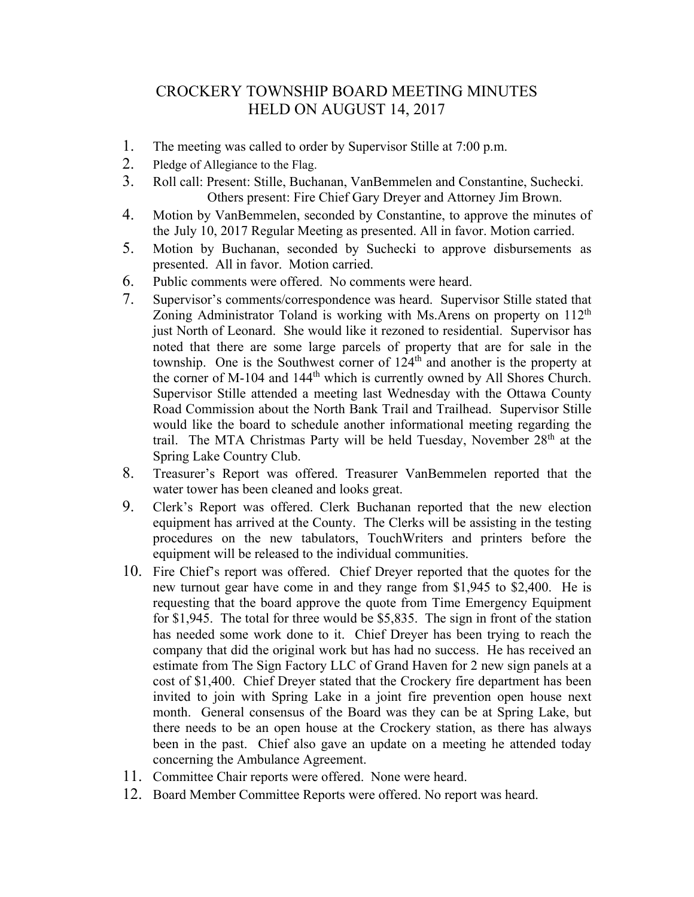# CROCKERY TOWNSHIP BOARD MEETING MINUTES
# HELD ON AUGUST 14, 2017

1. The meeting was called to order by Supervisor Stille at 7:00 p.m.
2. Pledge of Allegiance to the Flag.
3. Roll call: Present: Stille, Buchanan, VanBemmelen and Constantine, Suchecki.
   Others present: Fire Chief Gary Dreyer and Attorney Jim Brown.
4. Motion by VanBemmelen, seconded by Constantine, to approve the minutes of the July 10, 2017 Regular Meeting as presented. All in favor. Motion carried.
5. Motion by Buchanan, seconded by Suchecki to approve disbursements as presented. All in favor. Motion carried.
6. Public comments were offered. No comments were heard.
7. Supervisor's comments/correspondence was heard. Supervisor Stille stated that Zoning Administrator Toland is working with Ms.Arens on property on 112th just North of Leonard. She would like it rezoned to residential. Supervisor has noted that there are some large parcels of property that are for sale in the township. One is the Southwest corner of 124th and another is the property at the corner of M-104 and 144th which is currently owned by All Shores Church. Supervisor Stille attended a meeting last Wednesday with the Ottawa County Road Commission about the North Bank Trail and Trailhead. Supervisor Stille would like the board to schedule another informational meeting regarding the trail. The MTA Christmas Party will be held Tuesday, November 28th at the Spring Lake Country Club.
8. Treasurer's Report was offered. Treasurer VanBemmelen reported that the water tower has been cleaned and looks great.
9. Clerk's Report was offered. Clerk Buchanan reported that the new election equipment has arrived at the County. The Clerks will be assisting in the testing procedures on the new tabulators, TouchWriters and printers before the equipment will be released to the individual communities.
10. Fire Chief's report was offered. Chief Dreyer reported that the quotes for the new turnout gear have come in and they range from $1,945 to $2,400. He is requesting that the board approve the quote from Time Emergency Equipment for $1,945. The total for three would be $5,835. The sign in front of the station has needed some work done to it. Chief Dreyer has been trying to reach the company that did the original work but has had no success. He has received an estimate from The Sign Factory LLC of Grand Haven for 2 new sign panels at a cost of $1,400. Chief Dreyer stated that the Crockery fire department has been invited to join with Spring Lake in a joint fire prevention open house next month. General consensus of the Board was they can be at Spring Lake, but there needs to be an open house at the Crockery station, as there has always been in the past. Chief also gave an update on a meeting he attended today concerning the Ambulance Agreement.
11. Committee Chair reports were offered. None were heard.
12. Board Member Committee Reports were offered. No report was heard.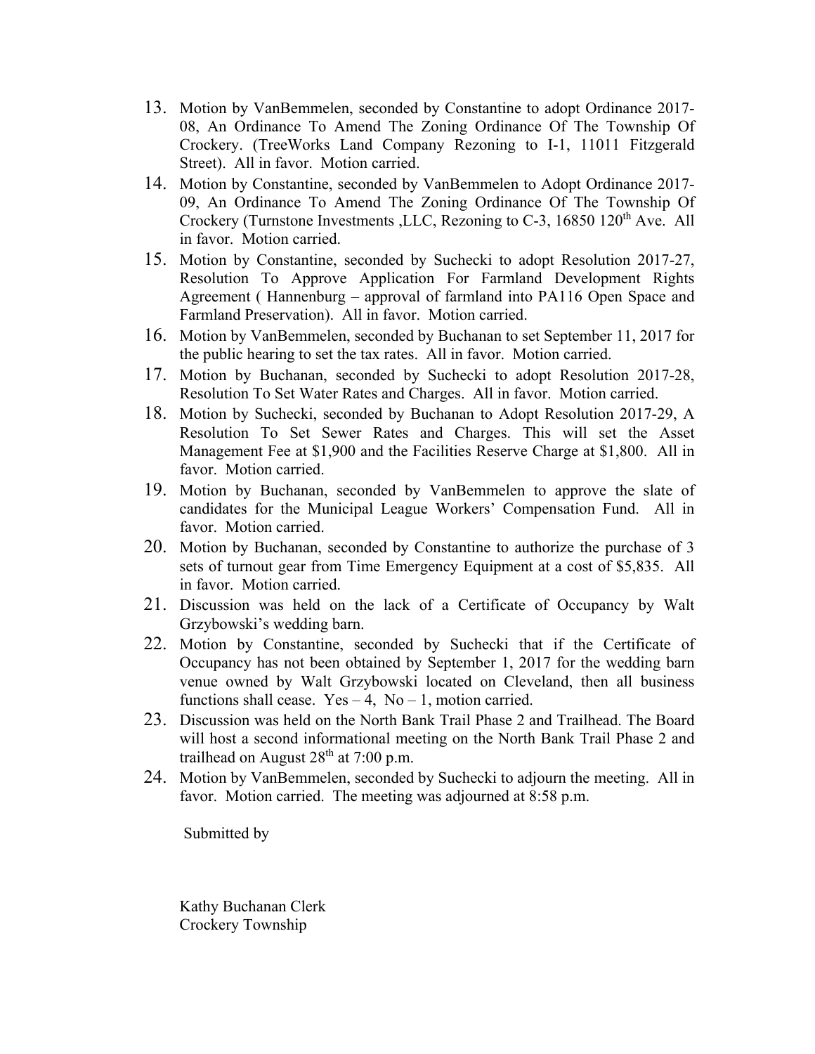13. Motion by VanBemmelen, seconded by Constantine to adopt Ordinance 2017-08, An Ordinance To Amend The Zoning Ordinance Of The Township Of Crockery. (TreeWorks Land Company Rezoning to I-1, 11011 Fitzgerald Street). All in favor. Motion carried.
14. Motion by Constantine, seconded by VanBemmelen to Adopt Ordinance 2017-09, An Ordinance To Amend The Zoning Ordinance Of The Township Of Crockery (Turnstone Investments ,LLC, Rezoning to C-3, 16850 120th Ave. All in favor. Motion carried.
15. Motion by Constantine, seconded by Suchecki to adopt Resolution 2017-27, Resolution To Approve Application For Farmland Development Rights Agreement ( Hannenburg – approval of farmland into PA116 Open Space and Farmland Preservation). All in favor. Motion carried.
16. Motion by VanBemmelen, seconded by Buchanan to set September 11, 2017 for the public hearing to set the tax rates. All in favor. Motion carried.
17. Motion by Buchanan, seconded by Suchecki to adopt Resolution 2017-28, Resolution To Set Water Rates and Charges. All in favor. Motion carried.
18. Motion by Suchecki, seconded by Buchanan to Adopt Resolution 2017-29, A Resolution To Set Sewer Rates and Charges. This will set the Asset Management Fee at $1,900 and the Facilities Reserve Charge at $1,800. All in favor. Motion carried.
19. Motion by Buchanan, seconded by VanBemmelen to approve the slate of candidates for the Municipal League Workers' Compensation Fund. All in favor. Motion carried.
20. Motion by Buchanan, seconded by Constantine to authorize the purchase of 3 sets of turnout gear from Time Emergency Equipment at a cost of $5,835. All in favor. Motion carried.
21. Discussion was held on the lack of a Certificate of Occupancy by Walt Grzybowski's wedding barn.
22. Motion by Constantine, seconded by Suchecki that if the Certificate of Occupancy has not been obtained by September 1, 2017 for the wedding barn venue owned by Walt Grzybowski located on Cleveland, then all business functions shall cease. Yes – 4, No – 1, motion carried.
23. Discussion was held on the North Bank Trail Phase 2 and Trailhead. The Board will host a second informational meeting on the North Bank Trail Phase 2 and trailhead on August 28th at 7:00 p.m.
24. Motion by VanBemmelen, seconded by Suchecki to adjourn the meeting. All in favor. Motion carried. The meeting was adjourned at 8:58 p.m.

Submitted by

Kathy Buchanan Clerk
Crockery Township